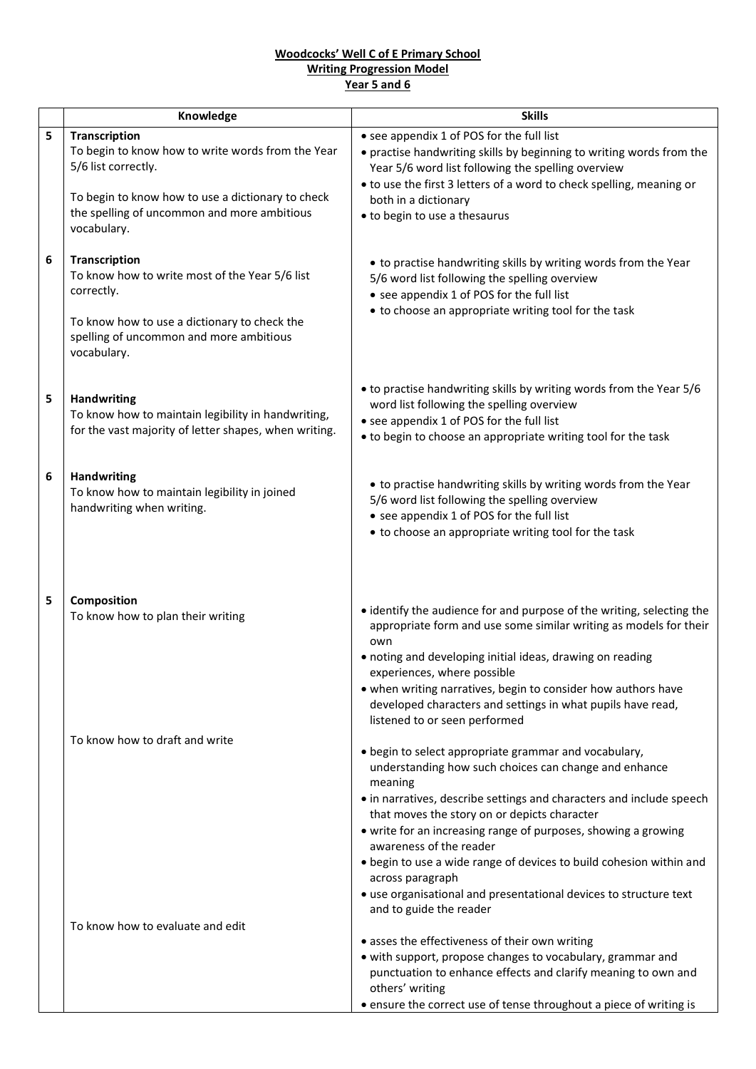**Woodcocks' Well C of E Primary School**
**Writing Progression Model**
**Year 5 and 6**

| | Knowledge | Skills |
|---|---|---|
| 5 | **Transcription**<br>To begin to know how to write words from the Year 5/6 list correctly.<br><br>To begin to know how to use a dictionary to check the spelling of uncommon and more ambitious vocabulary. | • see appendix 1 of POS for the full list<br>• practise handwriting skills by beginning to writing words from the Year 5/6 word list following the spelling overview<br>• to use the first 3 letters of a word to check spelling, meaning or both in a dictionary<br>• to begin to use a thesaurus |
| 6 | **Transcription**<br>To know how to write most of the Year 5/6 list correctly.<br><br>To know how to use a dictionary to check the spelling of uncommon and more ambitious vocabulary. | • to practise handwriting skills by writing words from the Year 5/6 word list following the spelling overview<br>• see appendix 1 of POS for the full list<br>• to choose an appropriate writing tool for the task |
| 5 | **Handwriting**<br>To know how to maintain legibility in handwriting, for the vast majority of letter shapes, when writing. | • to practise handwriting skills by writing words from the Year 5/6 word list following the spelling overview<br>• see appendix 1 of POS for the full list<br>• to begin to choose an appropriate writing tool for the task |
| 6 | **Handwriting**<br>To know how to maintain legibility in joined handwriting when writing. | • to practise handwriting skills by writing words from the Year 5/6 word list following the spelling overview<br>• see appendix 1 of POS for the full list<br>• to choose an appropriate writing tool for the task |
| 5 | **Composition**<br>To know how to plan their writing | • identify the audience for and purpose of the writing, selecting the appropriate form and use some similar writing as models for their own<br>• noting and developing initial ideas, drawing on reading experiences, where possible<br>• when writing narratives, begin to consider how authors have developed characters and settings in what pupils have read, listened to or seen performed |
| | To know how to draft and write | • begin to select appropriate grammar and vocabulary, understanding how such choices can change and enhance meaning<br>• in narratives, describe settings and characters and include speech that moves the story on or depicts character<br>• write for an increasing range of purposes, showing a growing awareness of the reader<br>• begin to use a wide range of devices to build cohesion within and across paragraph<br>• use organisational and presentational devices to structure text and to guide the reader |
| | To know how to evaluate and edit | • asses the effectiveness of their own writing<br>• with support, propose changes to vocabulary, grammar and punctuation to enhance effects and clarify meaning to own and others' writing<br>• ensure the correct use of tense throughout a piece of writing is |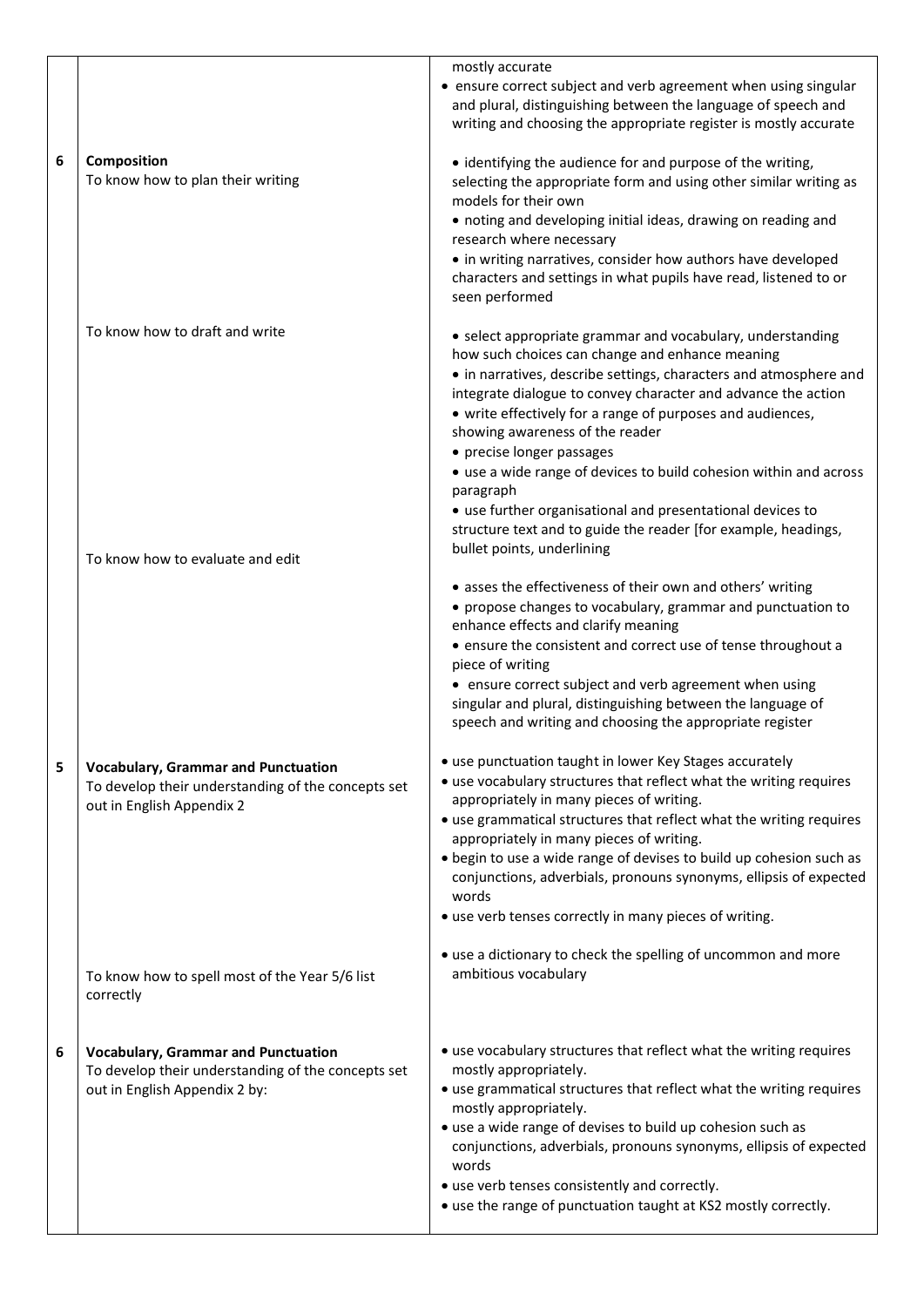| | | |
|---|---|---|
| | | mostly accurate<br>• ensure correct subject and verb agreement when using singular and plural, distinguishing between the language of speech and writing and choosing the appropriate register is mostly accurate |
| 6 | **Composition**<br>To know how to plan their writing | • identifying the audience for and purpose of the writing, selecting the appropriate form and using other similar writing as models for their own<br>• noting and developing initial ideas, drawing on reading and research where necessary<br>• in writing narratives, consider how authors have developed characters and settings in what pupils have read, listened to or seen performed |
| | To know how to draft and write | • select appropriate grammar and vocabulary, understanding how such choices can change and enhance meaning<br>• in narratives, describe settings, characters and atmosphere and integrate dialogue to convey character and advance the action<br>• write effectively for a range of purposes and audiences, showing awareness of the reader<br>• precise longer passages<br>• use a wide range of devices to build cohesion within and across paragraph<br>• use further organisational and presentational devices to structure text and to guide the reader [for example, headings, bullet points, underlining |
| | To know how to evaluate and edit | • asses the effectiveness of their own and others' writing<br>• propose changes to vocabulary, grammar and punctuation to enhance effects and clarify meaning<br>• ensure the consistent and correct use of tense throughout a piece of writing<br>• ensure correct subject and verb agreement when using singular and plural, distinguishing between the language of speech and writing and choosing the appropriate register |
| 5 | **Vocabulary, Grammar and Punctuation**<br>To develop their understanding of the concepts set out in English Appendix 2 | • use punctuation taught in lower Key Stages accurately<br>• use vocabulary structures that reflect what the writing requires appropriately in many pieces of writing.<br>• use grammatical structures that reflect what the writing requires appropriately in many pieces of writing.<br>• begin to use a wide range of devises to build up cohesion such as conjunctions, adverbials, pronouns synonyms, ellipsis of expected words<br>• use verb tenses correctly in many pieces of writing. |
| | To know how to spell most of the Year 5/6 list correctly | • use a dictionary to check the spelling of uncommon and more ambitious vocabulary |
| 6 | **Vocabulary, Grammar and Punctuation**<br>To develop their understanding of the concepts set out in English Appendix 2 by: | • use vocabulary structures that reflect what the writing requires mostly appropriately.<br>• use grammatical structures that reflect what the writing requires mostly appropriately.<br>• use a wide range of devises to build up cohesion such as conjunctions, adverbials, pronouns synonyms, ellipsis of expected words<br>• use verb tenses consistently and correctly.<br>• use the range of punctuation taught at KS2 mostly correctly. |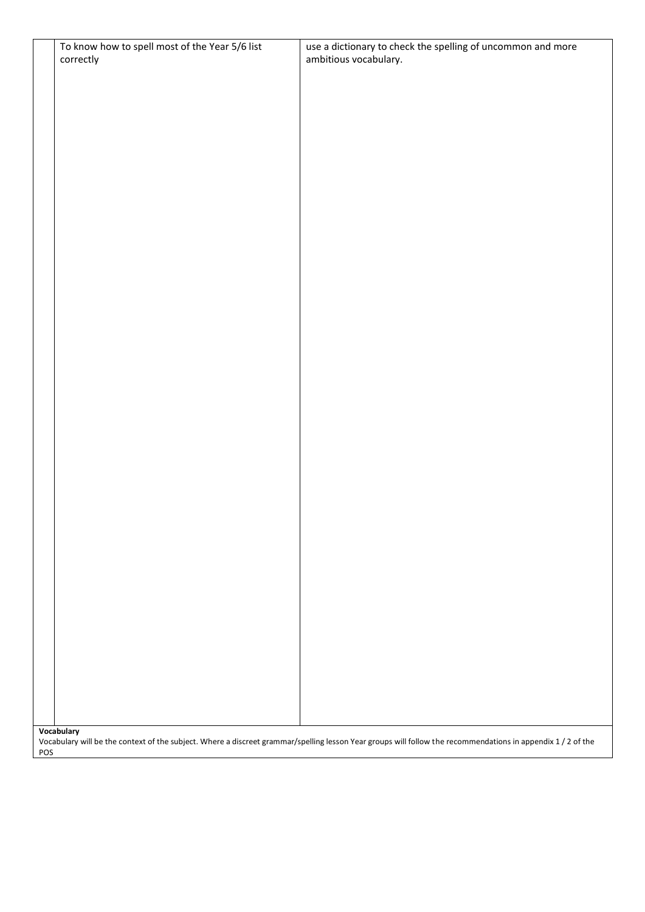| | | |
|---|---|---|
| | To know how to spell most of the Year 5/6 list correctly | use a dictionary to check the spelling of uncommon and more ambitious vocabulary. |

**Vocabulary**

Vocabulary will be the context of the subject. Where a discreet grammar/spelling lesson Year groups will follow the recommendations in appendix 1 / 2 of the POS